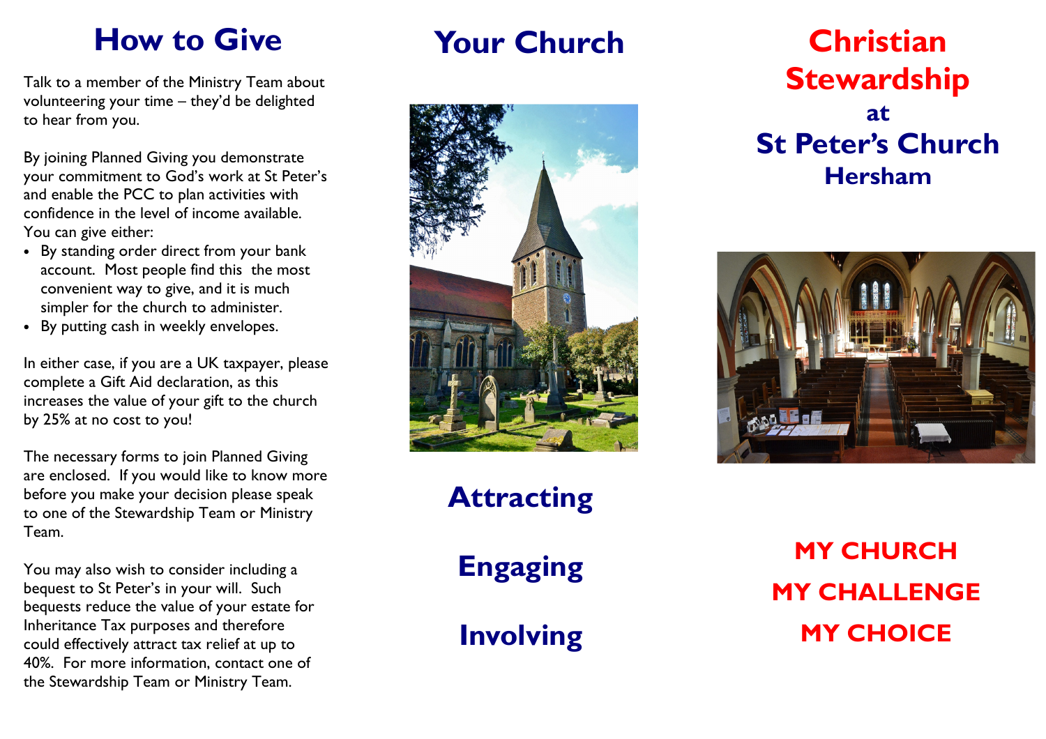# How to Give

Talk to a member of the Ministry Team about volunteering your time – they'd be delighted to hear from you.

By joining Planned Giving you demonstrate your commitment to God's work at St Peter's and enable the PCC to plan activities with confidence in the level of income available. You can give either:

- By standing order direct from your bank account. Most people find this the most convenient way to give, and it is much simpler for the church to administer.
- By putting cash in weekly envelopes.

In either case, if you are a UK taxpayer, please complete a Gift Aid declaration, as this increases the value of your gift to the church by 25% at no cost to you!

The necessary forms to join Planned Giving are enclosed. If you would like to know more before you make your decision please speak to one of the Stewardship Team or Ministry Team.

You may also wish to consider including a bequest to St Peter's in your will. Such bequests reduce the value of your estate for Inheritance Tax purposes and therefore could effectively attract tax relief at up to 40%. For more information, contact one of the Stewardship Team or Ministry Team.

# Your Church

## Attracting

## Engaging

## Involving

# Christian Stewardship

## at

# St Peter's Church

## Hersham

## MY CHURCH

## MY CHALLENGE

## MY CHOICE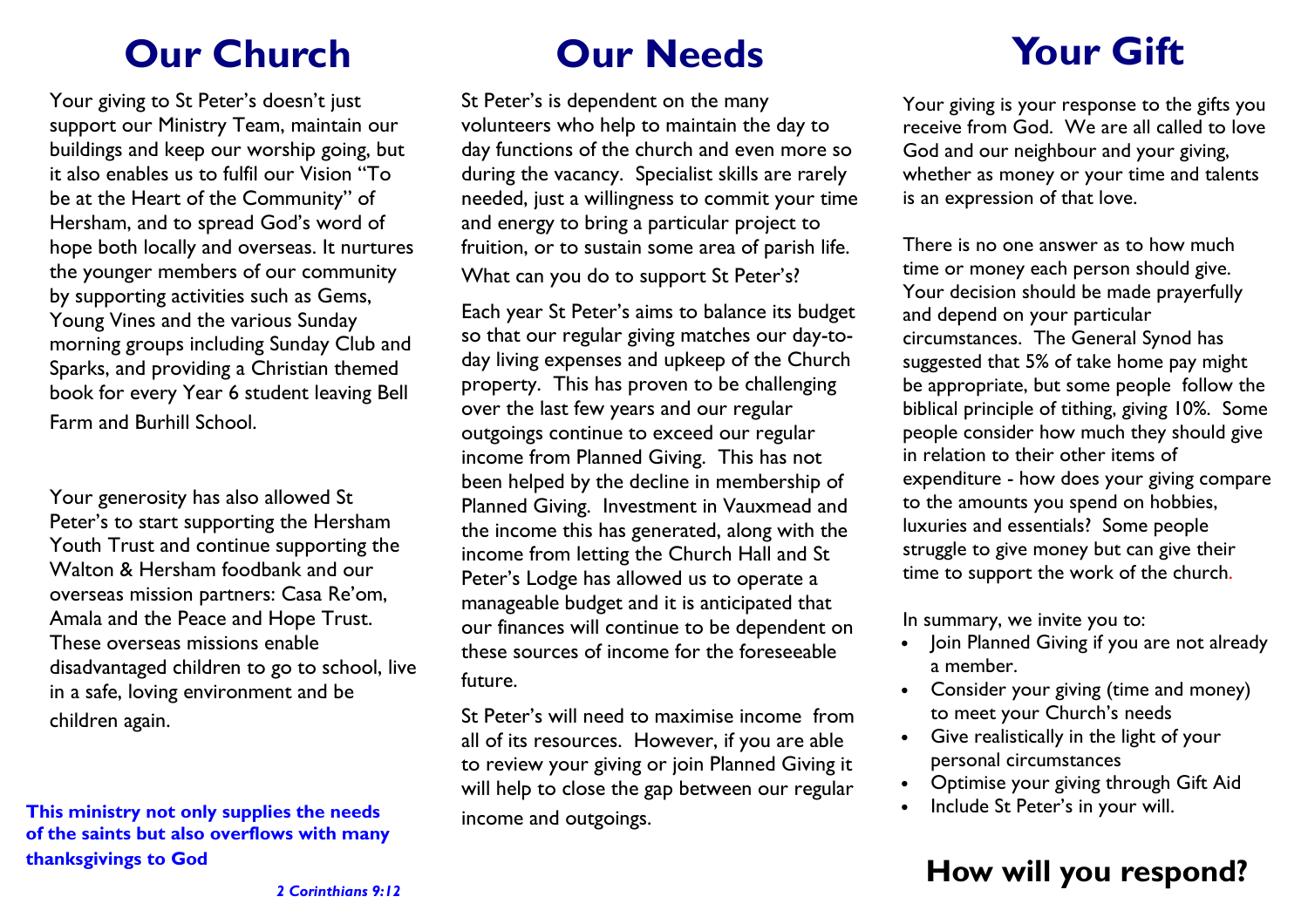# Our Church

Your giving to St Peter's doesn't just support our Ministry Team, maintain our buildings and keep our worship going, but it also enables us to fulfil our Vision "To be at the Heart of the Community" of Hersham, and to spread God's word of hope both locally and overseas. It nurtures the younger members of our community by supporting activities such as Gems, Young Vines and the various Sunday morning groups including Sunday Club and Sparks, and providing a Christian themed book for every Year 6 student leaving Bell Farm and Burhill School.

Your generosity has also allowed St Peter's to start supporting the Hersham Youth Trust and continue supporting the Walton & Hersham foodbank and our overseas mission partners: Casa Re'om, Amala and the Peace and Hope Trust. These overseas missions enable disadvantaged children to go to school, live in a safe, loving environment and be children again.

**This ministry not only supplies the needs of the saints but also overflows with many thanksgivings to God**

***2 Corinthians 9:12***

# Our Needs

St Peter's is dependent on the many volunteers who help to maintain the day to day functions of the church and even more so during the vacancy. Specialist skills are rarely needed, just a willingness to commit your time and energy to bring a particular project to fruition, or to sustain some area of parish life. What can you do to support St Peter's?

Each year St Peter's aims to balance its budget so that our regular giving matches our day-to-day living expenses and upkeep of the Church property. This has proven to be challenging over the last few years and our regular outgoings continue to exceed our regular income from Planned Giving. This has not been helped by the decline in membership of Planned Giving. Investment in Vauxmead and the income this has generated, along with the income from letting the Church Hall and St Peter's Lodge has allowed us to operate a manageable budget and it is anticipated that our finances will continue to be dependent on these sources of income for the foreseeable future.

St Peter's will need to maximise income from all of its resources. However, if you are able to review your giving or join Planned Giving it will help to close the gap between our regular income and outgoings.

# Your Gift

Your giving is your response to the gifts you receive from God. We are all called to love God and our neighbour and your giving, whether as money or your time and talents is an expression of that love.

There is no one answer as to how much time or money each person should give. Your decision should be made prayerfully and depend on your particular circumstances. The General Synod has suggested that 5% of take home pay might be appropriate, but some people follow the biblical principle of tithing, giving 10%. Some people consider how much they should give in relation to their other items of expenditure - how does your giving compare to the amounts you spend on hobbies, luxuries and essentials? Some people struggle to give money but can give their time to support the work of the church.

In summary, we invite you to:

- Join Planned Giving if you are not already a member.
- Consider your giving (time and money) to meet your Church's needs
- Give realistically in the light of your personal circumstances
- Optimise your giving through Gift Aid
- Include St Peter's in your will.

## How will you respond?